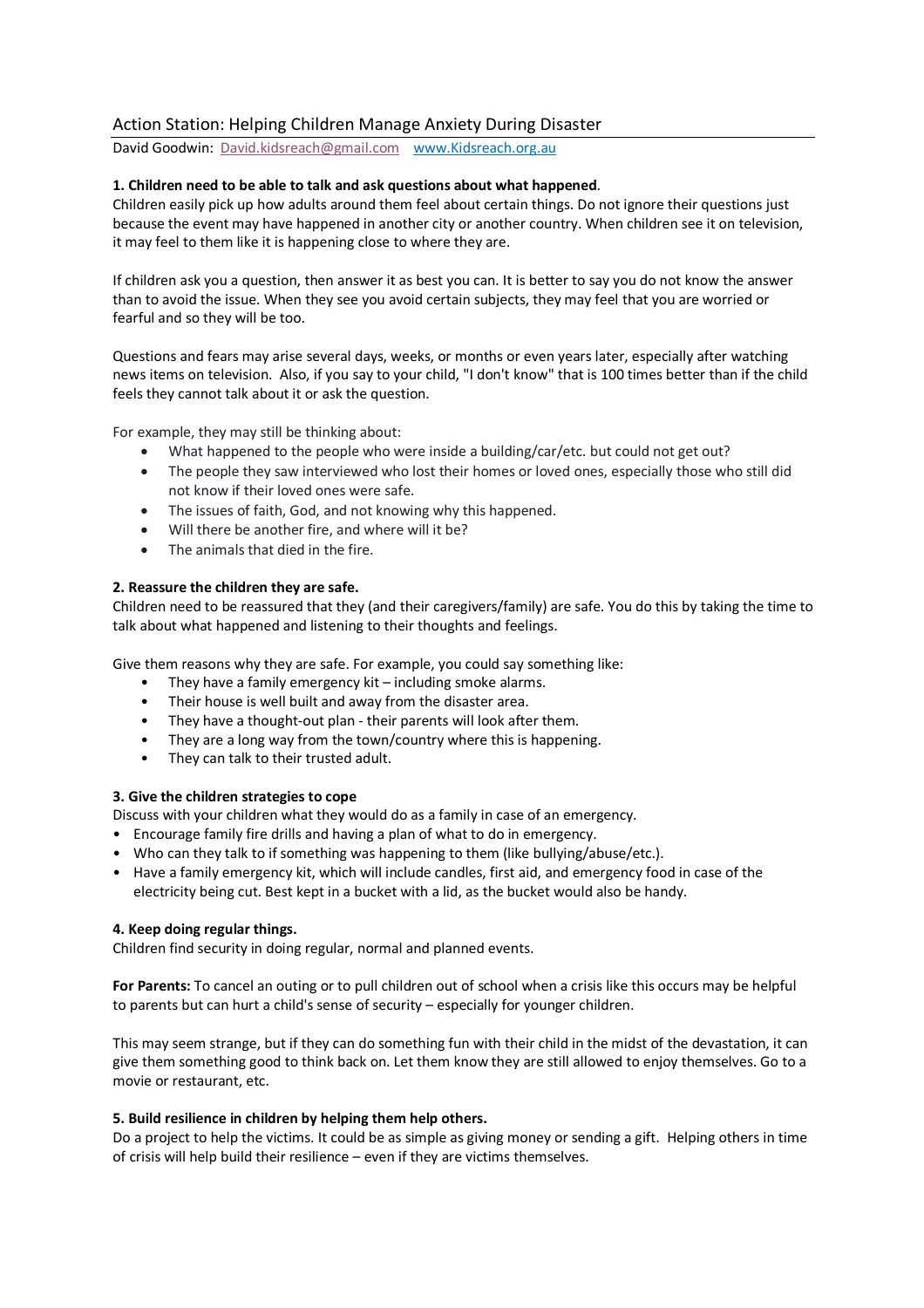# Action Station: Helping Children Manage Anxiety During Disaster

David Goodwin: David.kidsreach@gmail.com www.Kidsreach.org.au

**1. Children need to be able to talk and ask questions about what happened**.

Children easily pick up how adults around them feel about certain things. Do not ignore their questions just because the event may have happened in another city or another country. When children see it on television, it may feel to them like it is happening close to where they are.

If children ask you a question, then answer it as best you can. It is better to say you do not know the answer than to avoid the issue. When they see you avoid certain subjects, they may feel that you are worried or fearful and so they will be too.

Questions and fears may arise several days, weeks, or months or even years later, especially after watching news items on television. Also, if you say to your child, "I don't know" that is 100 times better than if the child feels they cannot talk about it or ask the question.

For example, they may still be thinking about:

- What happened to the people who were inside a building/car/etc. but could not get out?
- The people they saw interviewed who lost their homes or loved ones, especially those who still did not know if their loved ones were safe.
- The issues of faith, God, and not knowing why this happened.
- Will there be another fire, and where will it be?
- The animals that died in the fire.

**2. Reassure the children they are safe.**

Children need to be reassured that they (and their caregivers/family) are safe. You do this by taking the time to talk about what happened and listening to their thoughts and feelings.

Give them reasons why they are safe. For example, you could say something like:

- They have a family emergency kit – including smoke alarms.
- Their house is well built and away from the disaster area.
- They have a thought-out plan - their parents will look after them.
- They are a long way from the town/country where this is happening.
- They can talk to their trusted adult.

**3. Give the children strategies to cope**

Discuss with your children what they would do as a family in case of an emergency.

- Encourage family fire drills and having a plan of what to do in emergency.
- Who can they talk to if something was happening to them (like bullying/abuse/etc.).
- Have a family emergency kit, which will include candles, first aid, and emergency food in case of the electricity being cut. Best kept in a bucket with a lid, as the bucket would also be handy.

**4. Keep doing regular things.**

Children find security in doing regular, normal and planned events.

**For Parents:** To cancel an outing or to pull children out of school when a crisis like this occurs may be helpful to parents but can hurt a child's sense of security – especially for younger children.

This may seem strange, but if they can do something fun with their child in the midst of the devastation, it can give them something good to think back on. Let them know they are still allowed to enjoy themselves. Go to a movie or restaurant, etc.

**5. Build resilience in children by helping them help others.**

Do a project to help the victims. It could be as simple as giving money or sending a gift. Helping others in time of crisis will help build their resilience – even if they are victims themselves.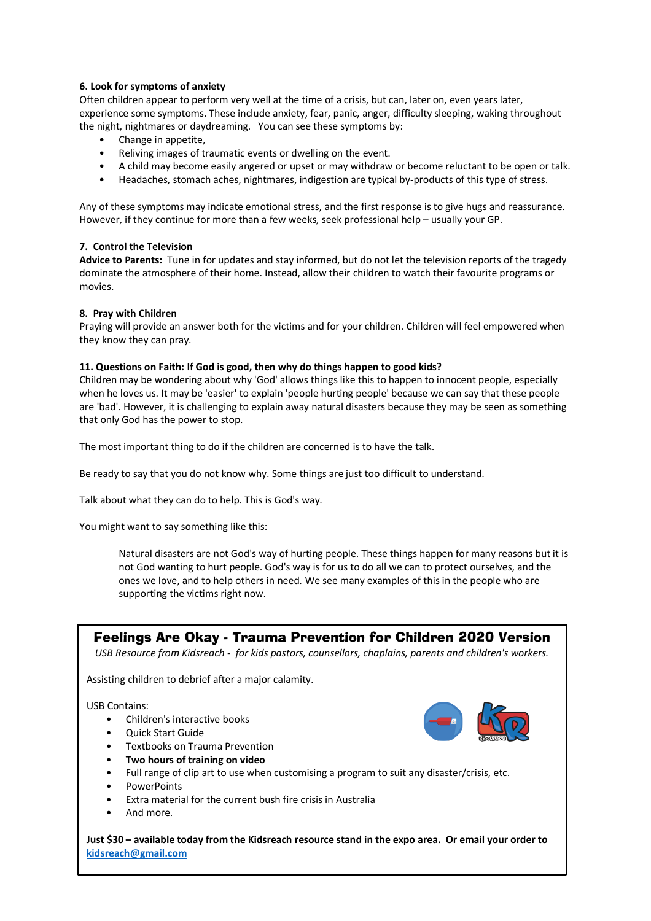**6. Look for symptoms of anxiety**

Often children appear to perform very well at the time of a crisis, but can, later on, even years later, experience some symptoms. These include anxiety, fear, panic, anger, difficulty sleeping, waking throughout the night, nightmares or daydreaming. You can see these symptoms by:

- Change in appetite,
- Reliving images of traumatic events or dwelling on the event.
- A child may become easily angered or upset or may withdraw or become reluctant to be open or talk.
- Headaches, stomach aches, nightmares, indigestion are typical by-products of this type of stress.

Any of these symptoms may indicate emotional stress, and the first response is to give hugs and reassurance. However, if they continue for more than a few weeks, seek professional help – usually your GP.

**7. Control the Television**

**Advice to Parents:** Tune in for updates and stay informed, but do not let the television reports of the tragedy dominate the atmosphere of their home. Instead, allow their children to watch their favourite programs or movies.

**8. Pray with Children**

Praying will provide an answer both for the victims and for your children. Children will feel empowered when they know they can pray.

**11. Questions on Faith: If God is good, then why do things happen to good kids?**

Children may be wondering about why 'God' allows things like this to happen to innocent people, especially when he loves us. It may be 'easier' to explain 'people hurting people' because we can say that these people are 'bad'. However, it is challenging to explain away natural disasters because they may be seen as something that only God has the power to stop.

The most important thing to do if the children are concerned is to have the talk.

Be ready to say that you do not know why. Some things are just too difficult to understand.

Talk about what they can do to help. This is God's way.

You might want to say something like this:

> Natural disasters are not God's way of hurting people. These things happen for many reasons but it is not God wanting to hurt people. God's way is for us to do all we can to protect ourselves, and the ones we love, and to help others in need. We see many examples of this in the people who are supporting the victims right now.

---

## Feelings Are Okay - Trauma Prevention for Children 2020 Version

*USB Resource from Kidsreach - for kids pastors, counsellors, chaplains, parents and children's workers.*

Assisting children to debrief after a major calamity.

USB Contains:

- Children's interactive books
- Quick Start Guide
- Textbooks on Trauma Prevention
- **Two hours of training on video**
- Full range of clip art to use when customising a program to suit any disaster/crisis, etc.
- PowerPoints
- Extra material for the current bush fire crisis in Australia
- And more.

**Just $30 – available today from the Kidsreach resource stand in the expo area. Or email your order to [kidsreach@gmail.com](mailto:kidsreach@gmail.com)**